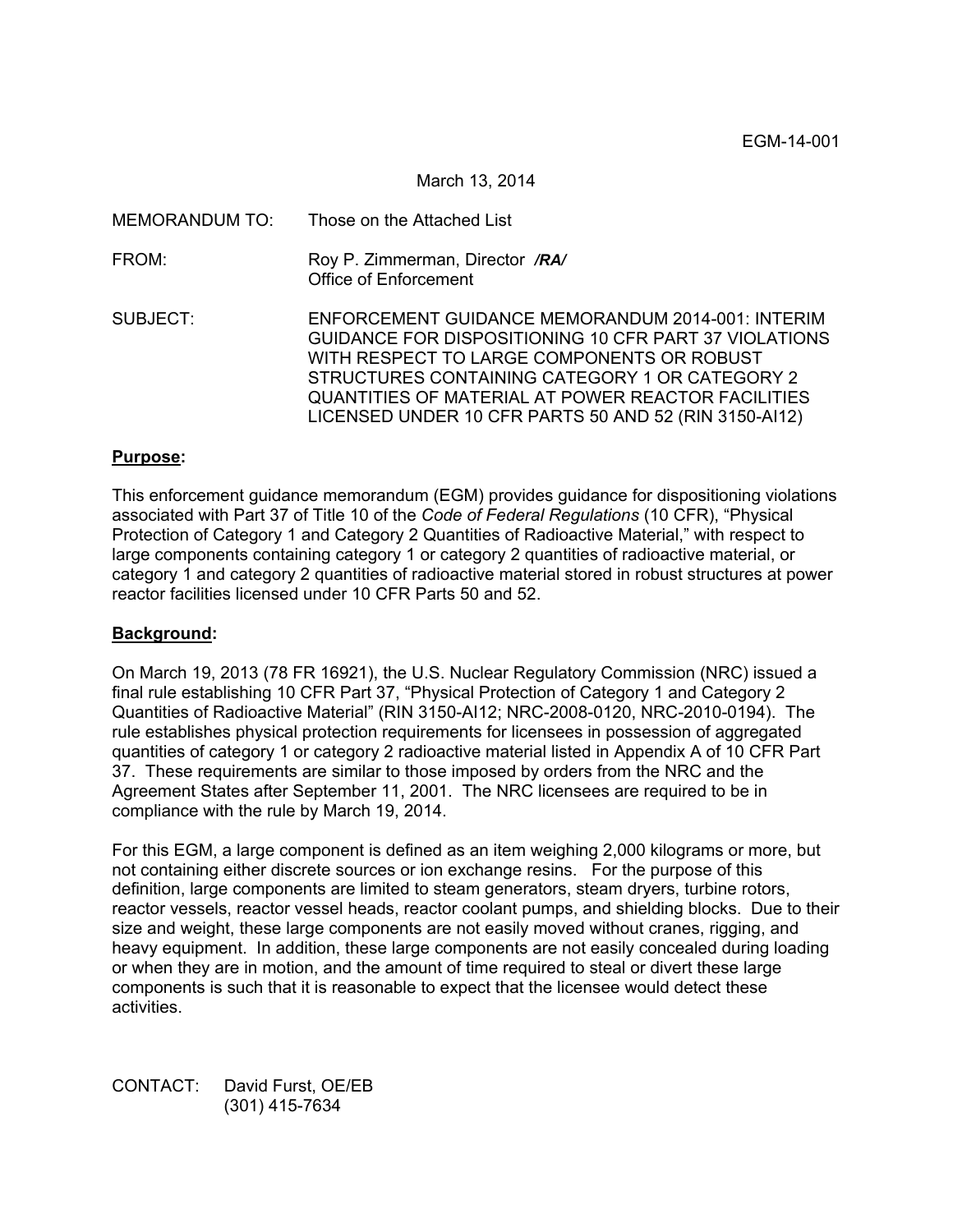EGM-14-001

March 13, 2014

MEMORANDUM TO: Those on the Attached List

FROM: Roy P. Zimmerman, Director ***/RA/***
Office of Enforcement

SUBJECT: ENFORCEMENT GUIDANCE MEMORANDUM 2014-001: INTERIM GUIDANCE FOR DISPOSITIONING 10 CFR PART 37 VIOLATIONS WITH RESPECT TO LARGE COMPONENTS OR ROBUST STRUCTURES CONTAINING CATEGORY 1 OR CATEGORY 2 QUANTITIES OF MATERIAL AT POWER REACTOR FACILITIES LICENSED UNDER 10 CFR PARTS 50 AND 52 (RIN 3150-AI12)

**Purpose:**

This enforcement guidance memorandum (EGM) provides guidance for dispositioning violations associated with Part 37 of Title 10 of the *Code of Federal Regulations* (10 CFR), "Physical Protection of Category 1 and Category 2 Quantities of Radioactive Material," with respect to large components containing category 1 or category 2 quantities of radioactive material, or category 1 and category 2 quantities of radioactive material stored in robust structures at power reactor facilities licensed under 10 CFR Parts 50 and 52.

**Background:**

On March 19, 2013 (78 FR 16921), the U.S. Nuclear Regulatory Commission (NRC) issued a final rule establishing 10 CFR Part 37, "Physical Protection of Category 1 and Category 2 Quantities of Radioactive Material" (RIN 3150-AI12; NRC-2008-0120, NRC-2010-0194). The rule establishes physical protection requirements for licensees in possession of aggregated quantities of category 1 or category 2 radioactive material listed in Appendix A of 10 CFR Part 37. These requirements are similar to those imposed by orders from the NRC and the Agreement States after September 11, 2001. The NRC licensees are required to be in compliance with the rule by March 19, 2014.

For this EGM, a large component is defined as an item weighing 2,000 kilograms or more, but not containing either discrete sources or ion exchange resins. For the purpose of this definition, large components are limited to steam generators, steam dryers, turbine rotors, reactor vessels, reactor vessel heads, reactor coolant pumps, and shielding blocks. Due to their size and weight, these large components are not easily moved without cranes, rigging, and heavy equipment. In addition, these large components are not easily concealed during loading or when they are in motion, and the amount of time required to steal or divert these large components is such that it is reasonable to expect that the licensee would detect these activities.

CONTACT: David Furst, OE/EB
(301) 415-7634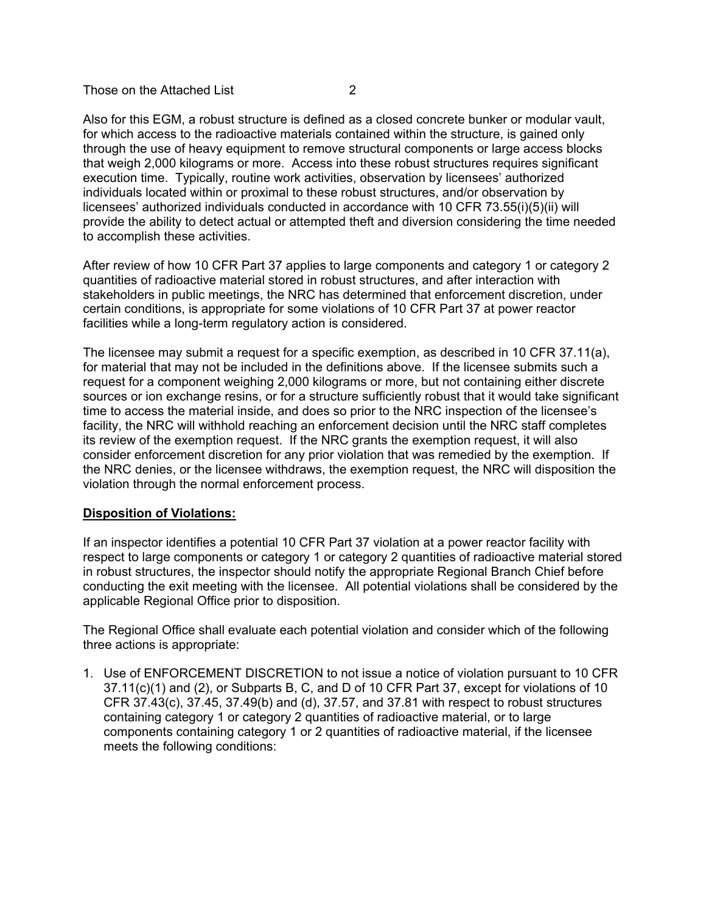Also for this EGM, a robust structure is defined as a closed concrete bunker or modular vault, for which access to the radioactive materials contained within the structure, is gained only through the use of heavy equipment to remove structural components or large access blocks that weigh 2,000 kilograms or more. Access into these robust structures requires significant execution time. Typically, routine work activities, observation by licensees' authorized individuals located within or proximal to these robust structures, and/or observation by licensees' authorized individuals conducted in accordance with 10 CFR 73.55(i)(5)(ii) will provide the ability to detect actual or attempted theft and diversion considering the time needed to accomplish these activities.

After review of how 10 CFR Part 37 applies to large components and category 1 or category 2 quantities of radioactive material stored in robust structures, and after interaction with stakeholders in public meetings, the NRC has determined that enforcement discretion, under certain conditions, is appropriate for some violations of 10 CFR Part 37 at power reactor facilities while a long-term regulatory action is considered.

The licensee may submit a request for a specific exemption, as described in 10 CFR 37.11(a), for material that may not be included in the definitions above. If the licensee submits such a request for a component weighing 2,000 kilograms or more, but not containing either discrete sources or ion exchange resins, or for a structure sufficiently robust that it would take significant time to access the material inside, and does so prior to the NRC inspection of the licensee's facility, the NRC will withhold reaching an enforcement decision until the NRC staff completes its review of the exemption request. If the NRC grants the exemption request, it will also consider enforcement discretion for any prior violation that was remedied by the exemption. If the NRC denies, or the licensee withdraws, the exemption request, the NRC will disposition the violation through the normal enforcement process.

**Disposition of Violations:**

If an inspector identifies a potential 10 CFR Part 37 violation at a power reactor facility with respect to large components or category 1 or category 2 quantities of radioactive material stored in robust structures, the inspector should notify the appropriate Regional Branch Chief before conducting the exit meeting with the licensee. All potential violations shall be considered by the applicable Regional Office prior to disposition.

The Regional Office shall evaluate each potential violation and consider which of the following three actions is appropriate:

1. Use of ENFORCEMENT DISCRETION to not issue a notice of violation pursuant to 10 CFR 37.11(c)(1) and (2), or Subparts B, C, and D of 10 CFR Part 37, except for violations of 10 CFR 37.43(c), 37.45, 37.49(b) and (d), 37.57, and 37.81 with respect to robust structures containing category 1 or category 2 quantities of radioactive material, or to large components containing category 1 or 2 quantities of radioactive material, if the licensee meets the following conditions: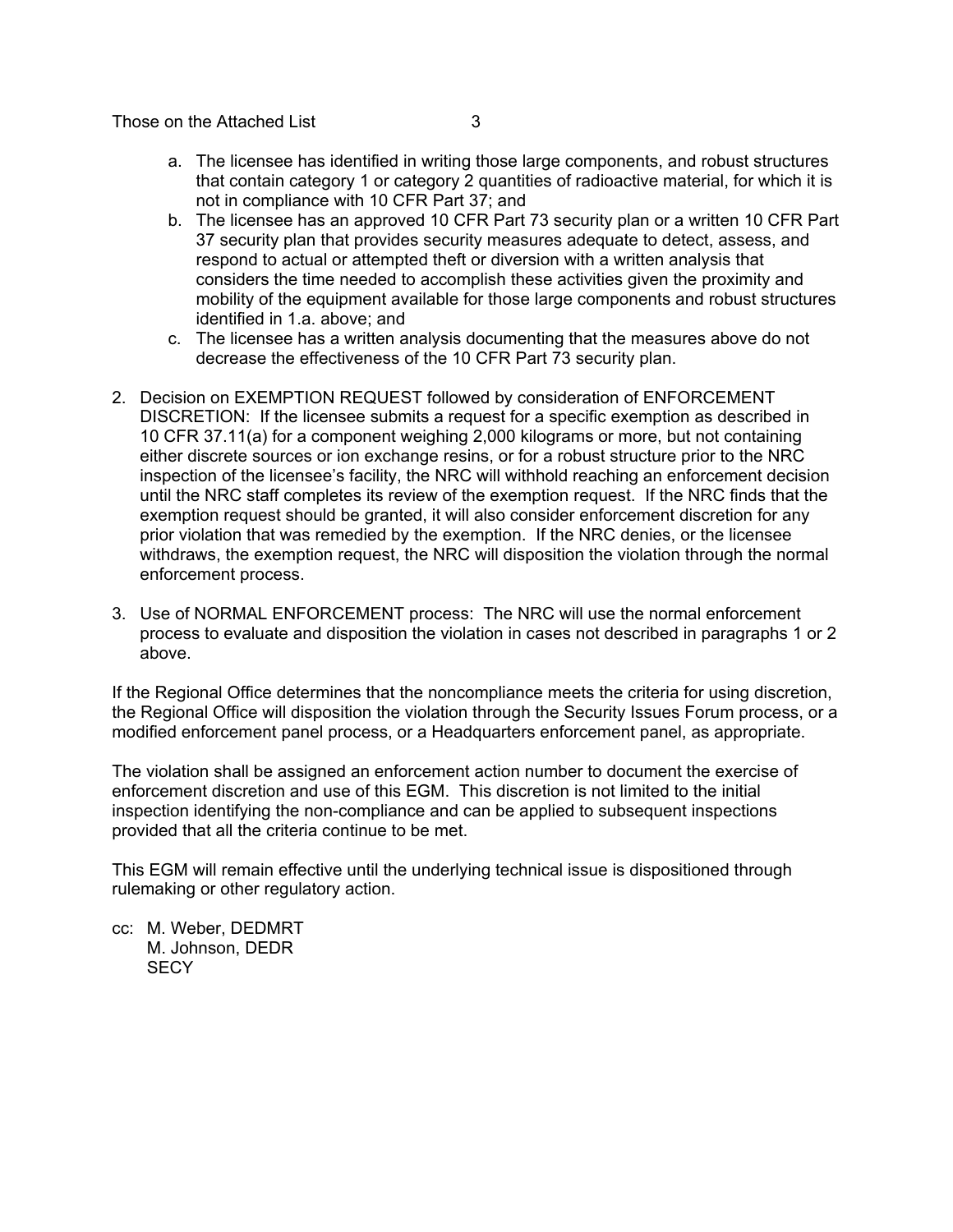a. The licensee has identified in writing those large components, and robust structures that contain category 1 or category 2 quantities of radioactive material, for which it is not in compliance with 10 CFR Part 37; and
   b. The licensee has an approved 10 CFR Part 73 security plan or a written 10 CFR Part 37 security plan that provides security measures adequate to detect, assess, and respond to actual or attempted theft or diversion with a written analysis that considers the time needed to accomplish these activities given the proximity and mobility of the equipment available for those large components and robust structures identified in 1.a. above; and
   c. The licensee has a written analysis documenting that the measures above do not decrease the effectiveness of the 10 CFR Part 73 security plan.

2. Decision on EXEMPTION REQUEST followed by consideration of ENFORCEMENT DISCRETION: If the licensee submits a request for a specific exemption as described in 10 CFR 37.11(a) for a component weighing 2,000 kilograms or more, but not containing either discrete sources or ion exchange resins, or for a robust structure prior to the NRC inspection of the licensee's facility, the NRC will withhold reaching an enforcement decision until the NRC staff completes its review of the exemption request. If the NRC finds that the exemption request should be granted, it will also consider enforcement discretion for any prior violation that was remedied by the exemption. If the NRC denies, or the licensee withdraws, the exemption request, the NRC will disposition the violation through the normal enforcement process.

3. Use of NORMAL ENFORCEMENT process: The NRC will use the normal enforcement process to evaluate and disposition the violation in cases not described in paragraphs 1 or 2 above.

If the Regional Office determines that the noncompliance meets the criteria for using discretion, the Regional Office will disposition the violation through the Security Issues Forum process, or a modified enforcement panel process, or a Headquarters enforcement panel, as appropriate.

The violation shall be assigned an enforcement action number to document the exercise of enforcement discretion and use of this EGM. This discretion is not limited to the initial inspection identifying the non-compliance and can be applied to subsequent inspections provided that all the criteria continue to be met.

This EGM will remain effective until the underlying technical issue is dispositioned through rulemaking or other regulatory action.

cc: M. Weber, DEDMRT
    M. Johnson, DEDR
    SECY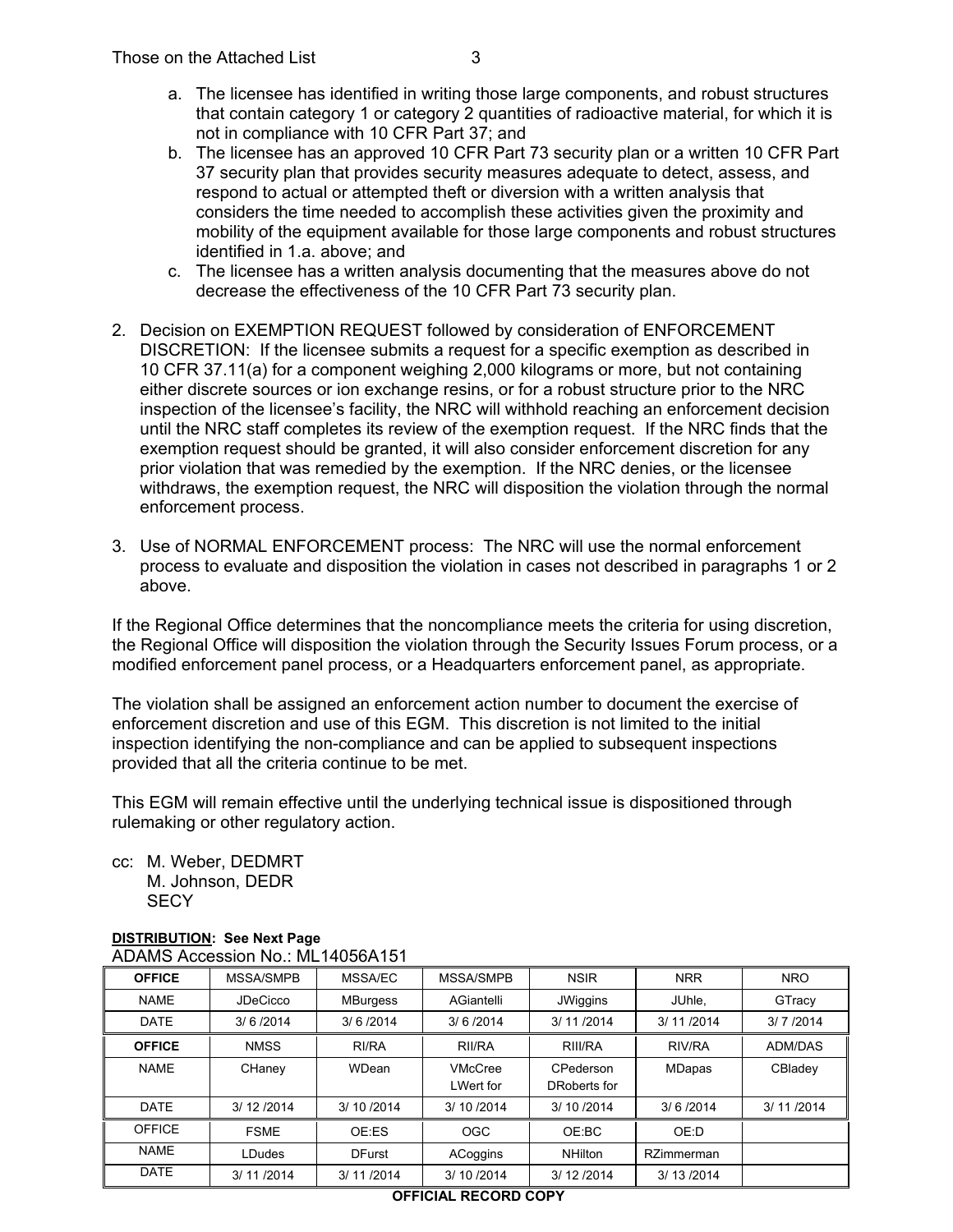a. The licensee has identified in writing those large components, and robust structures that contain category 1 or category 2 quantities of radioactive material, for which it is not in compliance with 10 CFR Part 37; and
b. The licensee has an approved 10 CFR Part 73 security plan or a written 10 CFR Part 37 security plan that provides security measures adequate to detect, assess, and respond to actual or attempted theft or diversion with a written analysis that considers the time needed to accomplish these activities given the proximity and mobility of the equipment available for those large components and robust structures identified in 1.a. above; and
c. The licensee has a written analysis documenting that the measures above do not decrease the effectiveness of the 10 CFR Part 73 security plan.

2. Decision on EXEMPTION REQUEST followed by consideration of ENFORCEMENT DISCRETION: If the licensee submits a request for a specific exemption as described in 10 CFR 37.11(a) for a component weighing 2,000 kilograms or more, but not containing either discrete sources or ion exchange resins, or for a robust structure prior to the NRC inspection of the licensee's facility, the NRC will withhold reaching an enforcement decision until the NRC staff completes its review of the exemption request. If the NRC finds that the exemption request should be granted, it will also consider enforcement discretion for any prior violation that was remedied by the exemption. If the NRC denies, or the licensee withdraws, the exemption request, the NRC will disposition the violation through the normal enforcement process.

3. Use of NORMAL ENFORCEMENT process: The NRC will use the normal enforcement process to evaluate and disposition the violation in cases not described in paragraphs 1 or 2 above.

If the Regional Office determines that the noncompliance meets the criteria for using discretion, the Regional Office will disposition the violation through the Security Issues Forum process, or a modified enforcement panel process, or a Headquarters enforcement panel, as appropriate.

The violation shall be assigned an enforcement action number to document the exercise of enforcement discretion and use of this EGM. This discretion is not limited to the initial inspection identifying the non-compliance and can be applied to subsequent inspections provided that all the criteria continue to be met.

This EGM will remain effective until the underlying technical issue is dispositioned through rulemaking or other regulatory action.

cc: M. Weber, DEDMRT
M. Johnson, DEDR
SECY

**DISTRIBUTION: See Next Page**

ADAMS Accession No.: ML14056A151

| **OFFICE** | MSSA/SMPB | MSSA/EC | MSSA/SMPB | NSIR | NRR | NRO |
|---|---|---|---|---|---|---|
| NAME | JDeCicco | MBurgess | AGiantelli | JWiggins | JUhle, | GTracy |
| DATE | 3/ 6 /2014 | 3/ 6 /2014 | 3/ 6 /2014 | 3/ 11 /2014 | 3/ 11 /2014 | 3/ 7 /2014 |
| **OFFICE** | NMSS | RI/RA | RII/RA | RIII/RA | RIV/RA | ADM/DAS |
| NAME | CHaney | WDean | VMcCree LWert for | CPederson DRoberts for | MDapas | CBladey |
| DATE | 3/ 12 /2014 | 3/ 10 /2014 | 3/ 10 /2014 | 3/ 10 /2014 | 3/ 6 /2014 | 3/ 11 /2014 |
| OFFICE | FSME | OE:ES | OGC | OE:BC | OE:D | |
| NAME | LDudes | DFurst | ACoggins | NHilton | RZimmerman | |
| DATE | 3/ 11 /2014 | 3/ 11 /2014 | 3/ 10 /2014 | 3/ 12 /2014 | 3/ 13 /2014 | |

**OFFICIAL RECORD COPY**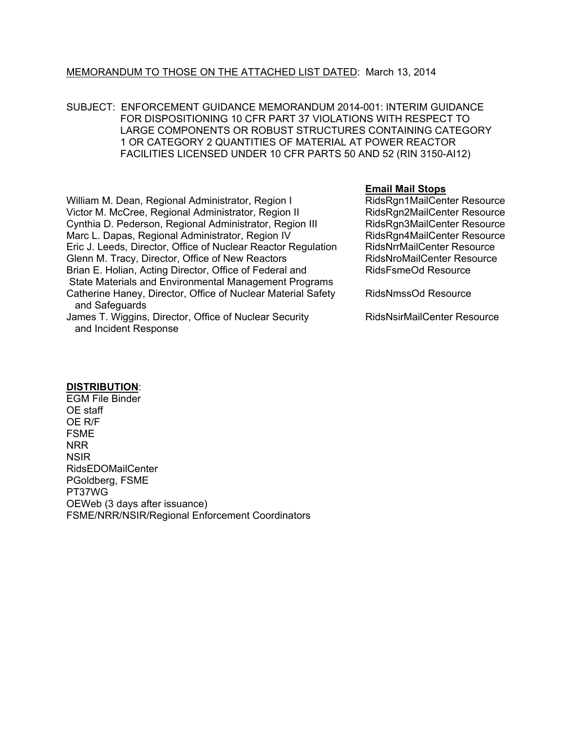MEMORANDUM TO THOSE ON THE ATTACHED LIST DATED: March 13, 2014

SUBJECT: ENFORCEMENT GUIDANCE MEMORANDUM 2014-001: INTERIM GUIDANCE FOR DISPOSITIONING 10 CFR PART 37 VIOLATIONS WITH RESPECT TO LARGE COMPONENTS OR ROBUST STRUCTURES CONTAINING CATEGORY 1 OR CATEGORY 2 QUANTITIES OF MATERIAL AT POWER REACTOR FACILITIES LICENSED UNDER 10 CFR PARTS 50 AND 52 (RIN 3150-AI12)

| | **Email Mail Stops** |
|---|---|
| William M. Dean, Regional Administrator, Region I | RidsRgn1MailCenter Resource |
| Victor M. McCree, Regional Administrator, Region II | RidsRgn2MailCenter Resource |
| Cynthia D. Pederson, Regional Administrator, Region III | RidsRgn3MailCenter Resource |
| Marc L. Dapas, Regional Administrator, Region IV | RidsRgn4MailCenter Resource |
| Eric J. Leeds, Director, Office of Nuclear Reactor Regulation | RidsNrrMailCenter Resource |
| Glenn M. Tracy, Director, Office of New Reactors | RidsNroMailCenter Resource |
| Brian E. Holian, Acting Director, Office of Federal and State Materials and Environmental Management Programs | RidsFsmeOd Resource |
| Catherine Haney, Director, Office of Nuclear Material Safety and Safeguards | RidsNmssOd Resource |
| James T. Wiggins, Director, Office of Nuclear Security and Incident Response | RidsNsirMailCenter Resource |

**DISTRIBUTION**:
EGM File Binder
OE staff
OE R/F
FSME
NRR
NSIR
RidsEDOMailCenter
PGoldberg, FSME
PT37WG
OEWeb (3 days after issuance)
FSME/NRR/NSIR/Regional Enforcement Coordinators